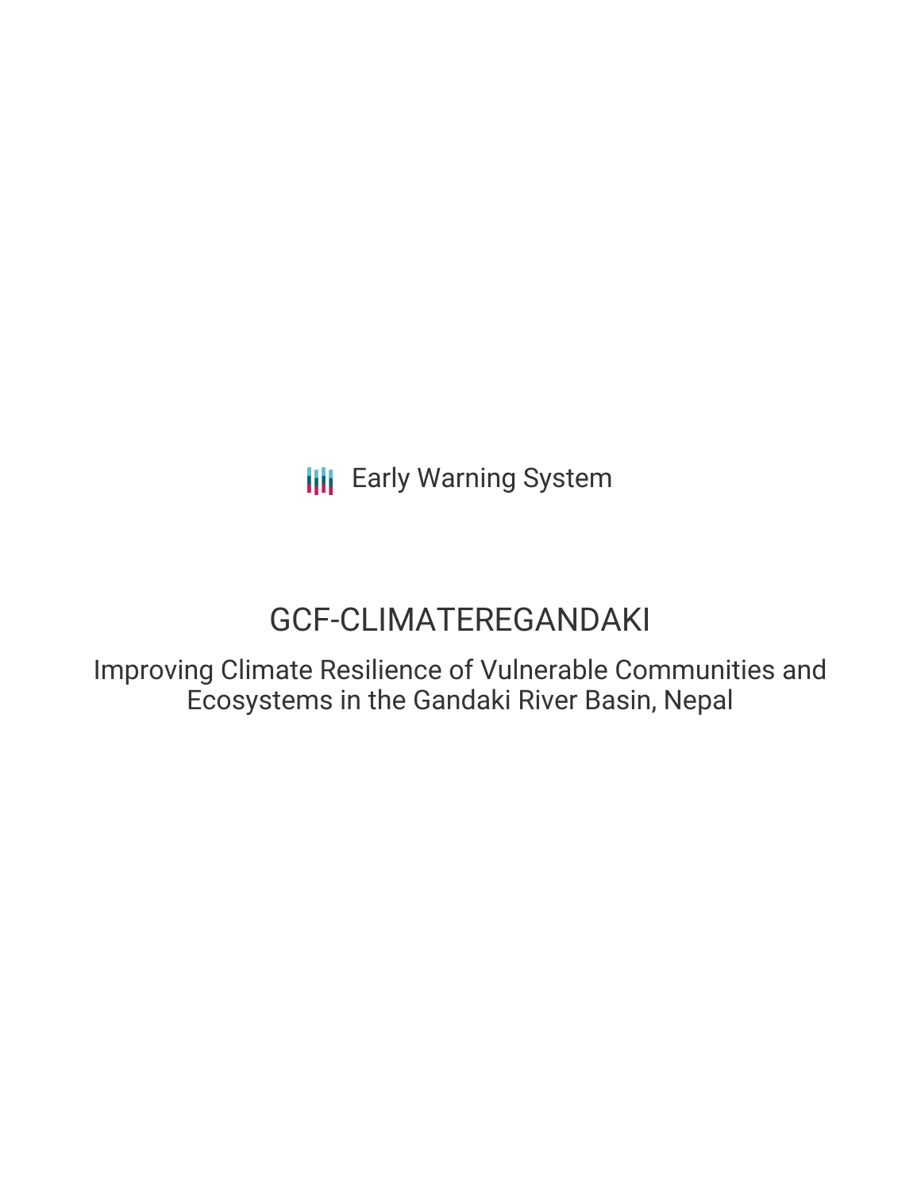Early Warning System

# GCF-CLIMATEREGANDAKI

## Improving Climate Resilience of Vulnerable Communities and Ecosystems in the Gandaki River Basin, Nepal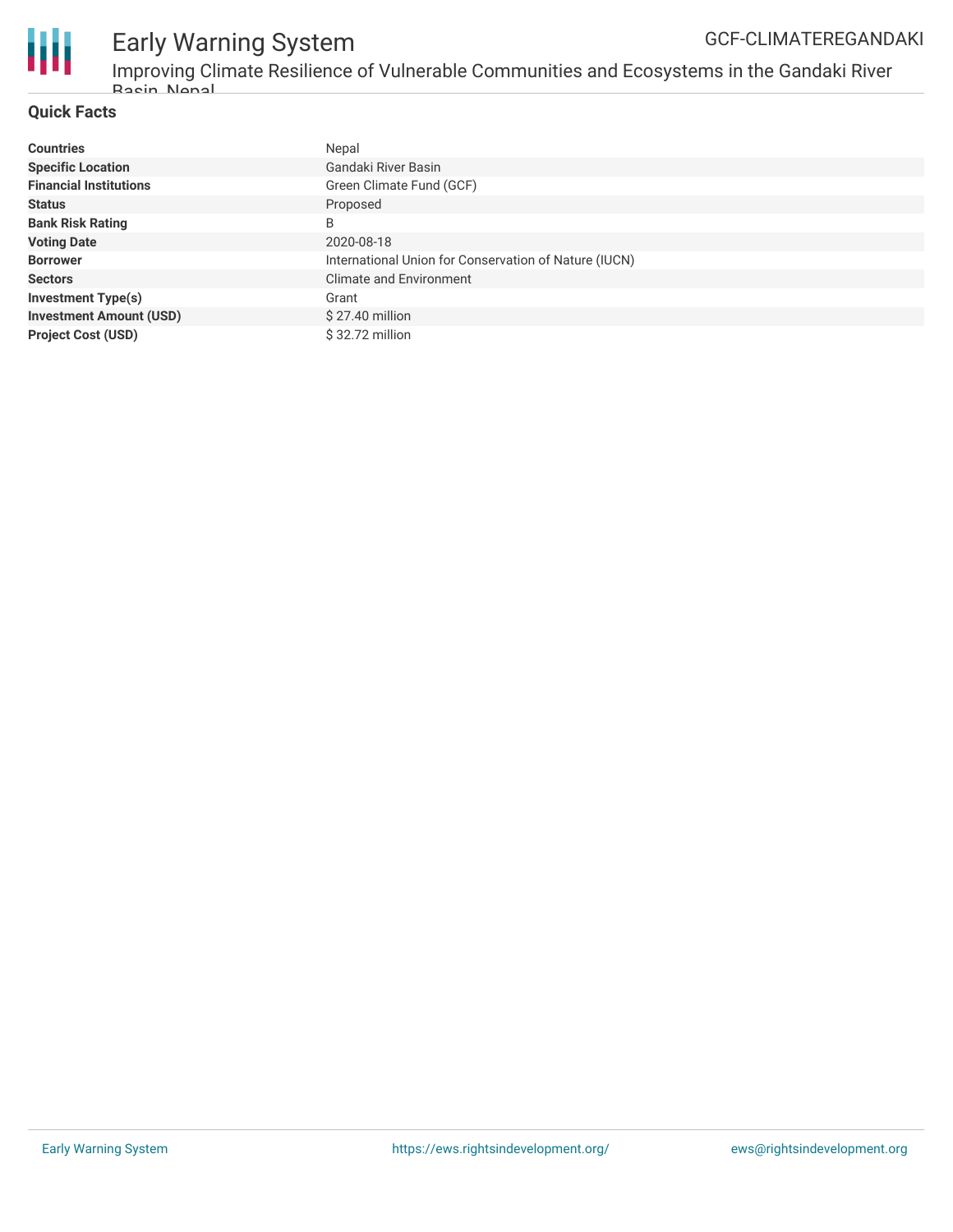## Quick Facts

| | |
|---|---|
| **Countries** | Nepal |
| **Specific Location** | Gandaki River Basin |
| **Financial Institutions** | Green Climate Fund (GCF) |
| **Status** | Proposed |
| **Bank Risk Rating** | B |
| **Voting Date** | 2020-08-18 |
| **Borrower** | International Union for Conservation of Nature (IUCN) |
| **Sectors** | Climate and Environment |
| **Investment Type(s)** | Grant |
| **Investment Amount (USD)** | $ 27.40 million |
| **Project Cost (USD)** | $ 32.72 million |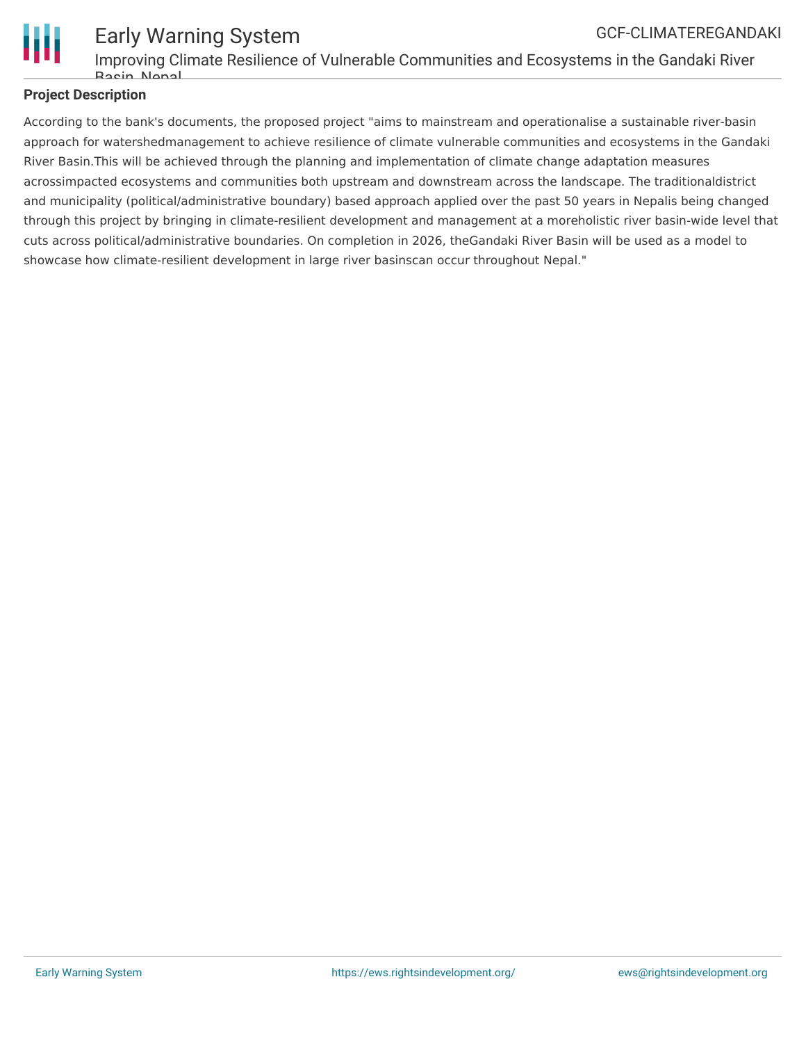## Project Description

According to the bank's documents, the proposed project "aims to mainstream and operationalise a sustainable river-basin approach for watershedmanagement to achieve resilience of climate vulnerable communities and ecosystems in the Gandaki River Basin.This will be achieved through the planning and implementation of climate change adaptation measures acrossimpacted ecosystems and communities both upstream and downstream across the landscape. The traditionaldistrict and municipality (political/administrative boundary) based approach applied over the past 50 years in Nepalis being changed through this project by bringing in climate-resilient development and management at a moreholistic river basin-wide level that cuts across political/administrative boundaries. On completion in 2026, theGandaki River Basin will be used as a model to showcase how climate-resilient development in large river basinscan occur throughout Nepal."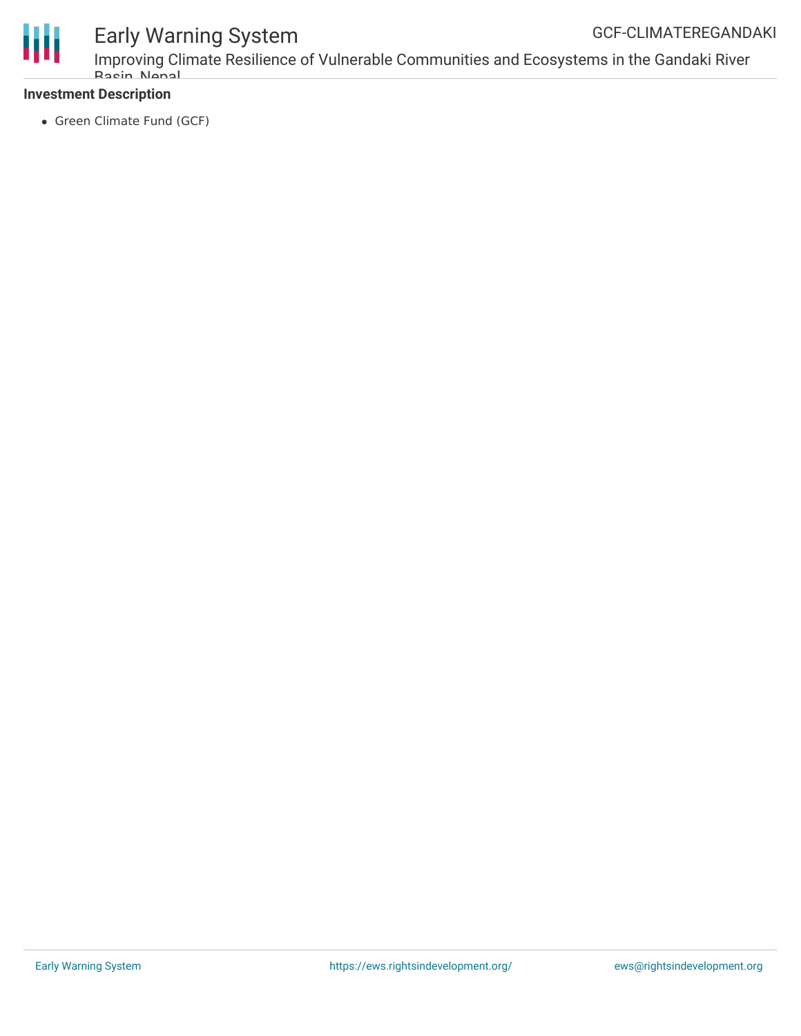**Investment Description**

- Green Climate Fund (GCF)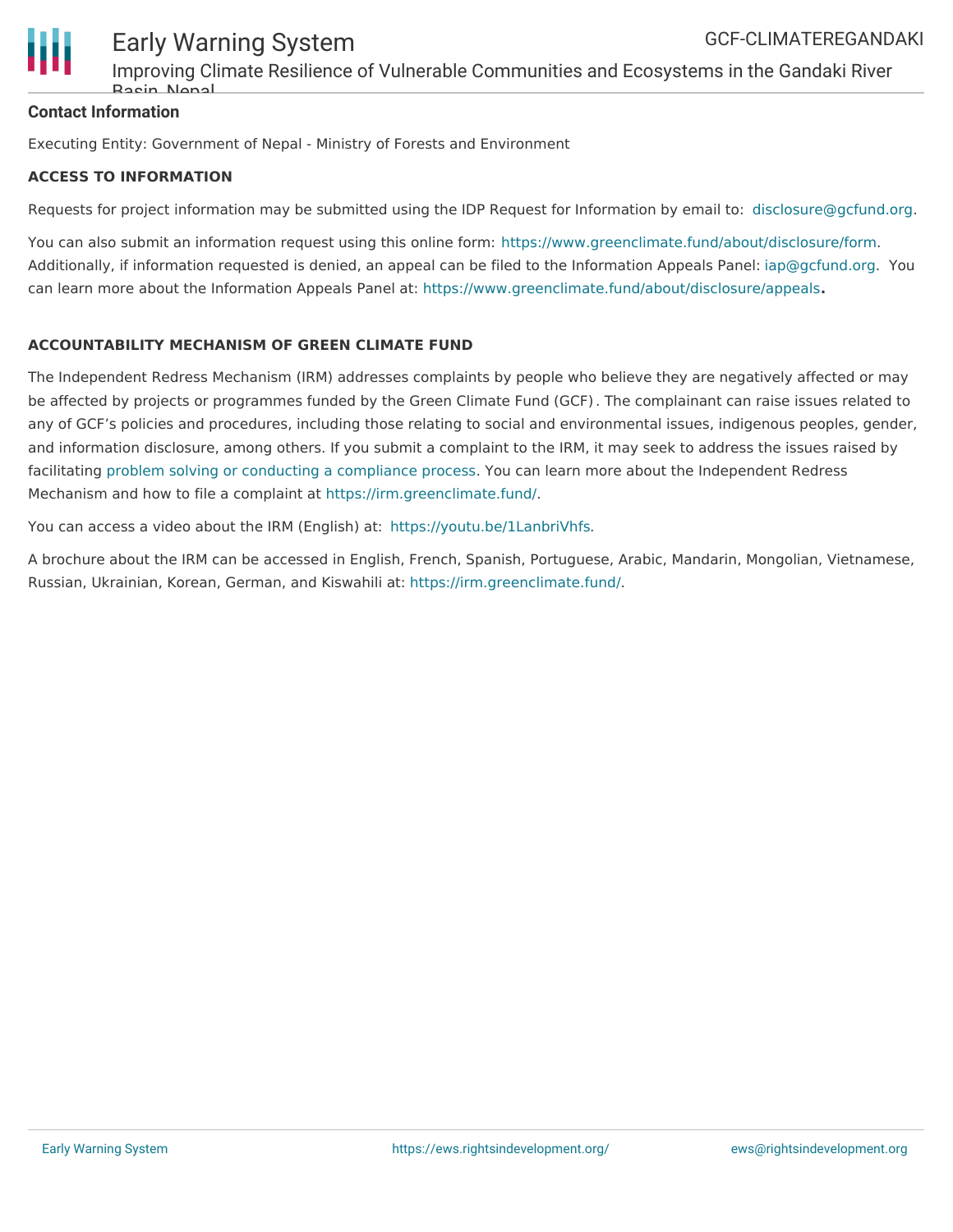**Contact Information**

Executing Entity: Government of Nepal - Ministry of Forests and Environment

**ACCESS TO INFORMATION**

Requests for project information may be submitted using the IDP Request for Information by email to: disclosure@gcfund.org.

You can also submit an information request using this online form: https://www.greenclimate.fund/about/disclosure/form. Additionally, if information requested is denied, an appeal can be filed to the Information Appeals Panel: iap@gcfund.org. You can learn more about the Information Appeals Panel at: https://www.greenclimate.fund/about/disclosure/appeals.

**ACCOUNTABILITY MECHANISM OF GREEN CLIMATE FUND**

The Independent Redress Mechanism (IRM) addresses complaints by people who believe they are negatively affected or may be affected by projects or programmes funded by the Green Climate Fund (GCF). The complainant can raise issues related to any of GCF's policies and procedures, including those relating to social and environmental issues, indigenous peoples, gender, and information disclosure, among others. If you submit a complaint to the IRM, it may seek to address the issues raised by facilitating problem solving or conducting a compliance process. You can learn more about the Independent Redress Mechanism and how to file a complaint at https://irm.greenclimate.fund/.

You can access a video about the IRM (English) at: https://youtu.be/1LanbriVhfs.

A brochure about the IRM can be accessed in English, French, Spanish, Portuguese, Arabic, Mandarin, Mongolian, Vietnamese, Russian, Ukrainian, Korean, German, and Kiswahili at: https://irm.greenclimate.fund/.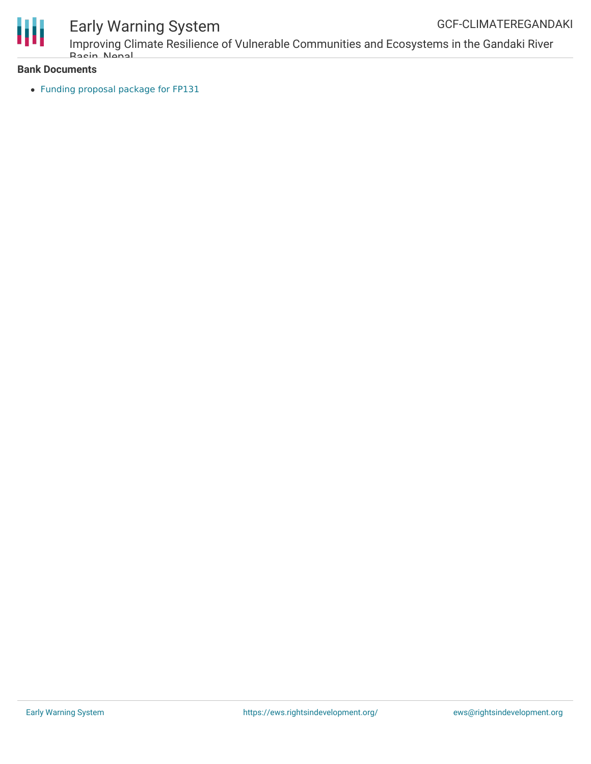**Bank Documents**

- Funding proposal package for FP131